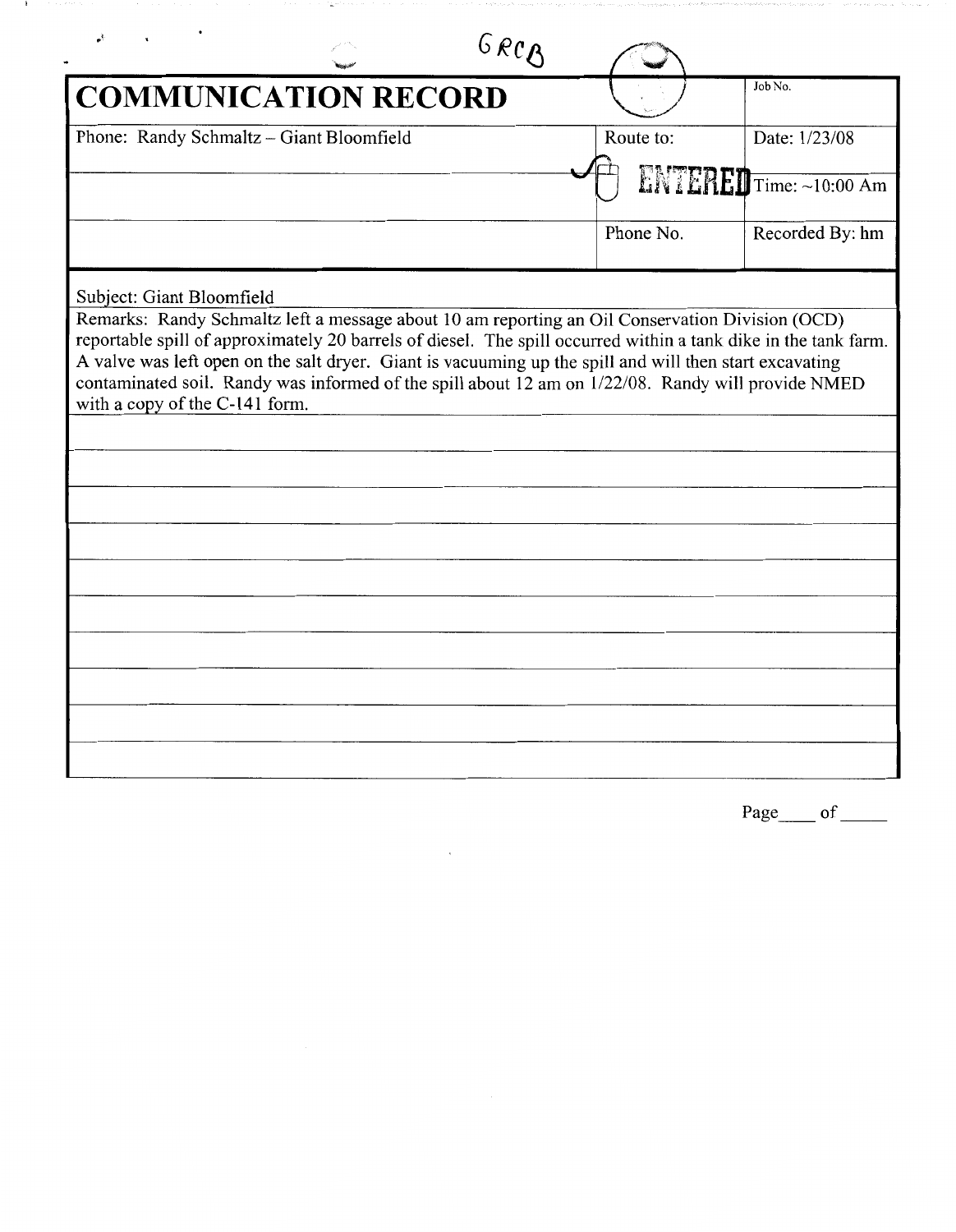GRCB

# COMMUNICATION RECORD

| Phone: Randy Schmaltz – Giant Bloomfield | Route to: | Date: 1/23/08 |
| --- | --- | --- |
| | ENTERED | Time: ~10:00 Am |
| | Phone No. | Recorded By: hm |

Job No.

Subject: Giant Bloomfield

Remarks: Randy Schmaltz left a message about 10 am reporting an Oil Conservation Division (OCD) reportable spill of approximately 20 barrels of diesel. The spill occurred within a tank dike in the tank farm. A valve was left open on the salt dryer. Giant is vacuuming up the spill and will then start excavating contaminated soil. Randy was informed of the spill about 12 am on 1/22/08. Randy will provide NMED with a copy of the C-141 form.

Page ____ of _____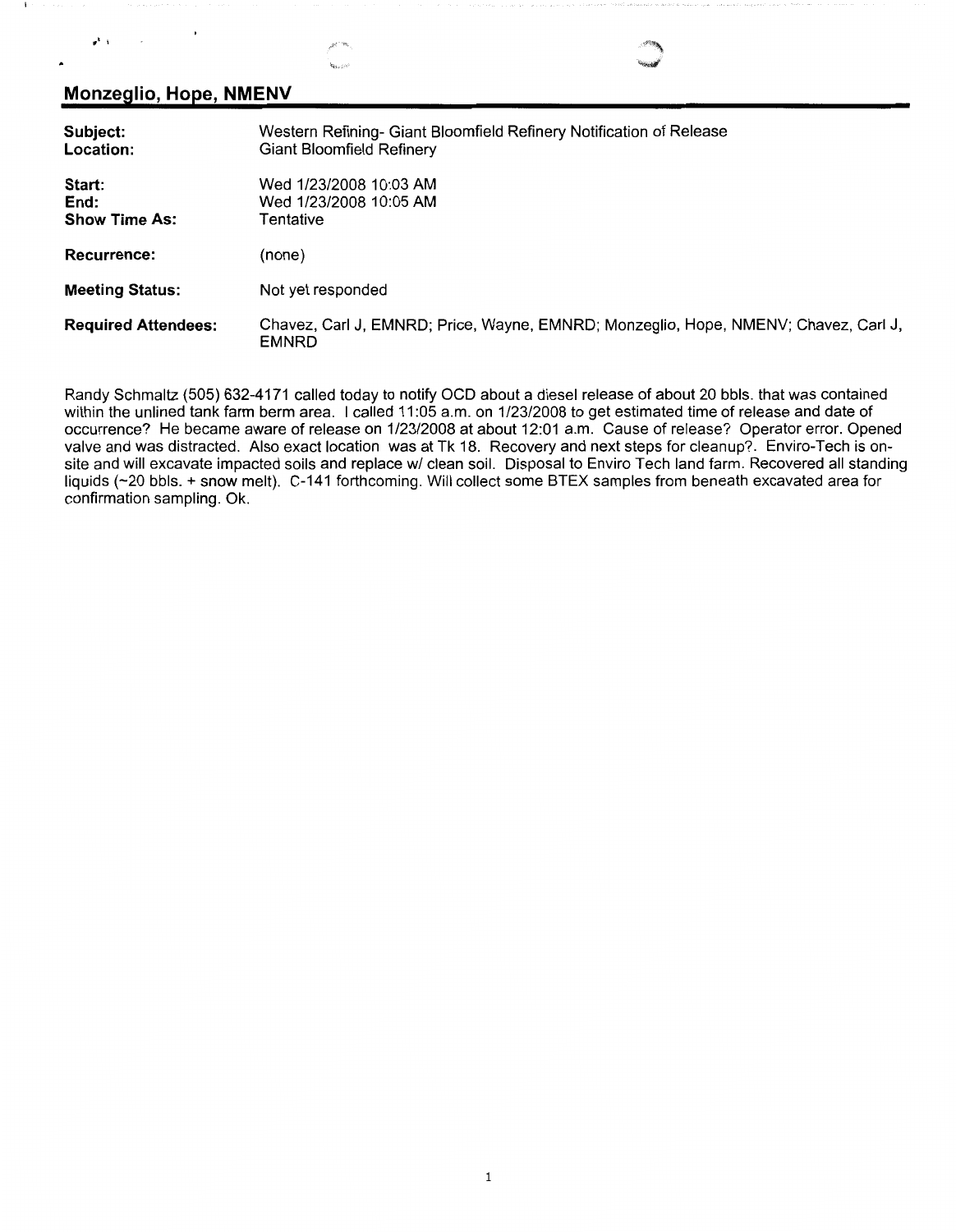## Monzeglio, Hope, NMENV

| | |
|---|---|
| **Subject:** | Western Refining- Giant Bloomfield Refinery Notification of Release |
| **Location:** | Giant Bloomfield Refinery |
| **Start:** | Wed 1/23/2008 10:03 AM |
| **End:** | Wed 1/23/2008 10:05 AM |
| **Show Time As:** | Tentative |
| **Recurrence:** | (none) |
| **Meeting Status:** | Not yet responded |
| **Required Attendees:** | Chavez, Carl J, EMNRD; Price, Wayne, EMNRD; Monzeglio, Hope, NMENV; Chavez, Carl J, EMNRD |

Randy Schmaltz (505) 632-4171 called today to notify OCD about a diesel release of about 20 bbls. that was contained within the unlined tank farm berm area. I called 11:05 a.m. on 1/23/2008 to get estimated time of release and date of occurrence? He became aware of release on 1/23/2008 at about 12:01 a.m. Cause of release? Operator error. Opened valve and was distracted. Also exact location was at Tk 18. Recovery and next steps for cleanup?. Enviro-Tech is on-site and will excavate impacted soils and replace w/ clean soil. Disposal to Enviro Tech land farm. Recovered all standing liquids (~20 bbls. + snow melt). C-141 forthcoming. Will collect some BTEX samples from beneath excavated area for confirmation sampling. Ok.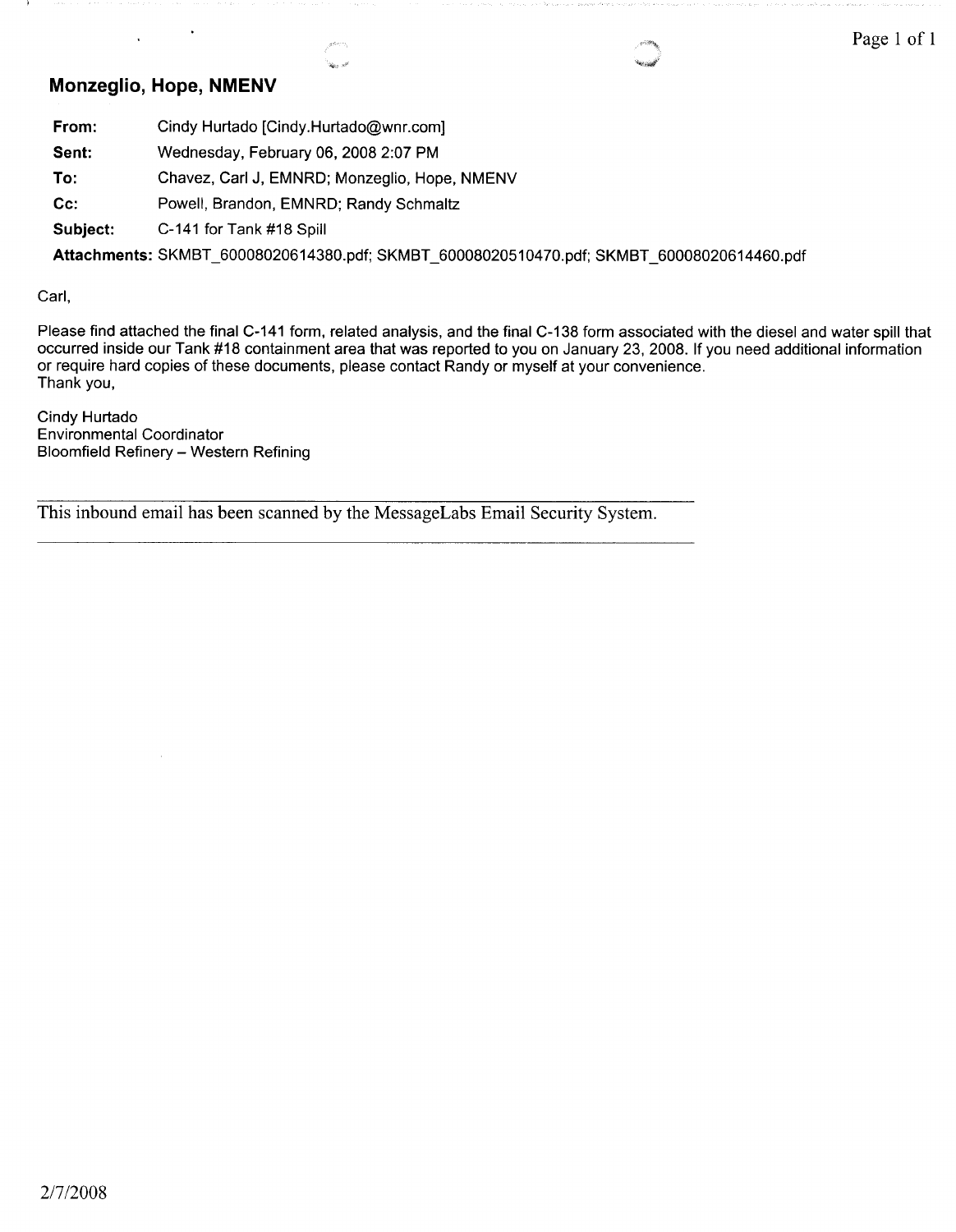## Monzeglio, Hope, NMENV

| | |
|---|---|
| **From:** | Cindy Hurtado [Cindy.Hurtado@wnr.com] |
| **Sent:** | Wednesday, February 06, 2008 2:07 PM |
| **To:** | Chavez, Carl J, EMNRD; Monzeglio, Hope, NMENV |
| **Cc:** | Powell, Brandon, EMNRD; Randy Schmaltz |
| **Subject:** | C-141 for Tank #18 Spill |
| **Attachments:** | SKMBT_60008020614380.pdf; SKMBT_60008020510470.pdf; SKMBT_60008020614460.pdf |

Carl,

Please find attached the final C-141 form, related analysis, and the final C-138 form associated with the diesel and water spill that occurred inside our Tank #18 containment area that was reported to you on January 23, 2008. If you need additional information or require hard copies of these documents, please contact Randy or myself at your convenience.
Thank you,

Cindy Hurtado
Environmental Coordinator
Bloomfield Refinery – Western Refining

---

This inbound email has been scanned by the MessageLabs Email Security System.

---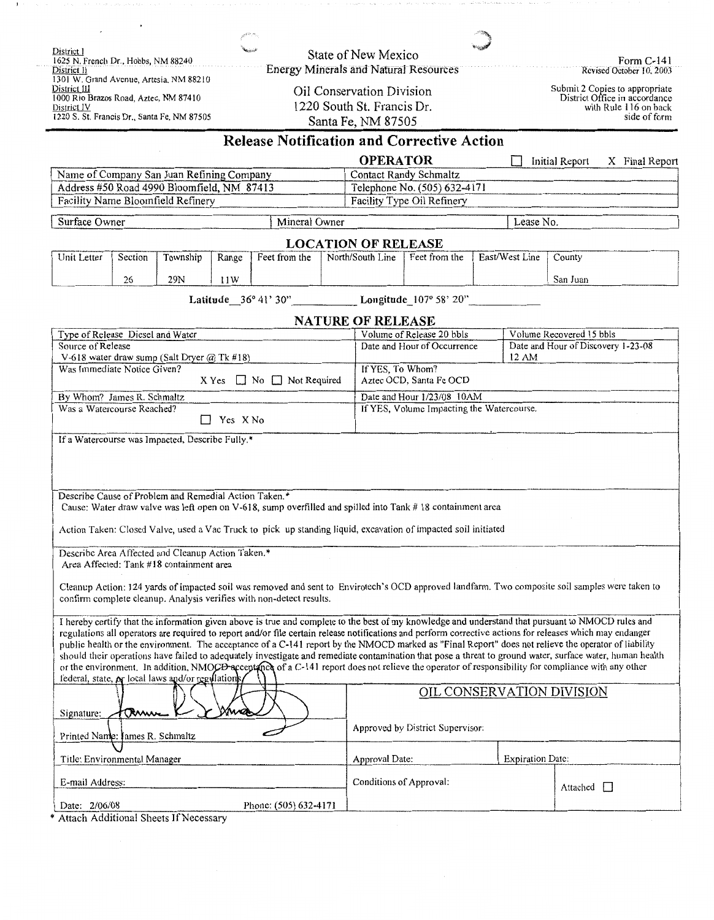District I
1625 N. French Dr., Hobbs, NM 88240
District II
1301 W. Grand Avenue, Artesia, NM 88210
District III
1000 Rio Brazos Road, Aztec, NM 87410
District IV
1220 S. St. Francis Dr., Santa Fe, NM 87505

State of New Mexico
Energy Minerals and Natural Resources

Oil Conservation Division
1220 South St. Francis Dr.
Santa Fe, NM 87505

Form C-141
Revised October 10, 2003

Submit 2 Copies to appropriate District Office in accordance with Rule 116 on back side of form

# Release Notification and Corrective Action

## OPERATOR

☐ Initial Report   X Final Report

| | |
|---|---|
| Name of Company San Juan Refining Company | Contact Randy Schmaltz |
| Address #50 Road 4990 Bloomfield, NM 87413 | Telephone No. (505) 632-4171 |
| Facility Name Bloomfield Refinery | Facility Type Oil Refinery |

| Surface Owner | Mineral Owner | Lease No. |
|---|---|---|

## LOCATION OF RELEASE

| Unit Letter | Section | Township | Range | Feet from the | North/South Line | Feet from the | East/West Line | County |
|---|---|---|---|---|---|---|---|---|
| | 26 | 29N | 11W | | | | | San Juan |

**Latitude** 36° 41' 30"   **Longitude** 107° 58' 20"

## NATURE OF RELEASE

| | | |
|---|---|---|
| Type of Release Diesel and Water | Volume of Release 20 bbls | Volume Recovered 15 bbls |
| Source of Release<br>V-618 water draw sump (Salt Dryer @ Tk #18) | Date and Hour of Occurrence | Date and Hour of Discovery 1-23-08 12 AM |
| Was Immediate Notice Given?<br>X Yes ☐ No ☐ Not Required | If YES, To Whom?<br>Aztec OCD, Santa Fe OCD | |
| By Whom? James R. Schmaltz | Date and Hour 1/23/08 10AM | |
| Was a Watercourse Reached?<br>☐ Yes X No | If YES, Volume Impacting the Watercourse. | |

If a Watercourse was Impacted, Describe Fully.*

Describe Cause of Problem and Remedial Action Taken.*
Cause: Water draw valve was left open on V-618, sump overfilled and spilled into Tank # 18 containment area

Action Taken: Closed Valve, used a Vac Truck to pick up standing liquid, excavation of impacted soil initiated

Describe Area Affected and Cleanup Action Taken.*
Area Affected: Tank #18 containment area

Cleanup Action: 124 yards of impacted soil was removed and sent to Envirotech's OCD approved landfarm. Two composite soil samples were taken to confirm complete cleanup. Analysis verifies with non-detect results.

I hereby certify that the information given above is true and complete to the best of my knowledge and understand that pursuant to NMOCD rules and regulations all operators are required to report and/or file certain release notifications and perform corrective actions for releases which may endanger public health or the environment. The acceptance of a C-141 report by the NMOCD marked as "Final Report" does not relieve the operator of liability should their operations have failed to adequately investigate and remediate contamination that pose a threat to ground water, surface water, human health or the environment. In addition, NMOCD acceptance of a C-141 report does not relieve the operator of responsibility for compliance with any other federal, state, or local laws and/or regulations.

| | | |
|---|---|---|
| Signature: James R. Schmaltz | OIL CONSERVATION DIVISION | |
| Printed Name: James R. Schmaltz | Approved by District Supervisor: | |
| Title: Environmental Manager | Approval Date: | Expiration Date: |
| E-mail Address: | Conditions of Approval: | Attached ☐ |
| Date: 2/06/08   Phone: (505) 632-4171 | | |

\* Attach Additional Sheets If Necessary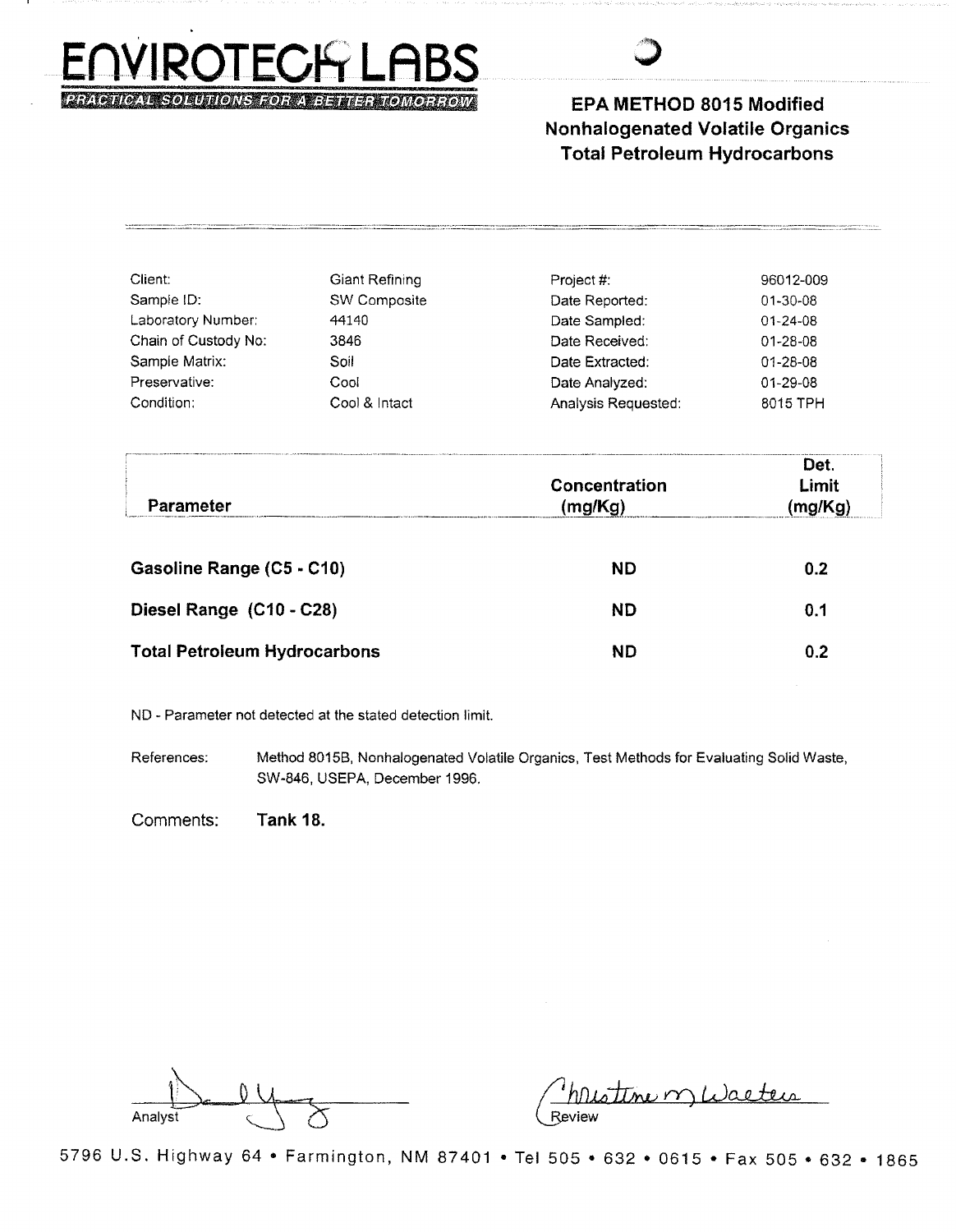# ENVIROTECH LABS

PRACTICAL SOLUTIONS FOR A BETTER TOMORROW

## EPA METHOD 8015 Modified
## Nonhalogenated Volatile Organics
## Total Petroleum Hydrocarbons

| | | | |
|---|---|---|---|
| Client: | Giant Refining | Project #: | 96012-009 |
| Sample ID: | SW Composite | Date Reported: | 01-30-08 |
| Laboratory Number: | 44140 | Date Sampled: | 01-24-08 |
| Chain of Custody No: | 3846 | Date Received: | 01-28-08 |
| Sample Matrix: | Soil | Date Extracted: | 01-28-08 |
| Preservative: | Cool | Date Analyzed: | 01-29-08 |
| Condition: | Cool & Intact | Analysis Requested: | 8015 TPH |

| Parameter | Concentration (mg/Kg) | Det. Limit (mg/Kg) |
|---|---|---|
| **Gasoline Range (C5 - C10)** | **ND** | **0.2** |
| **Diesel Range (C10 - C28)** | **ND** | **0.1** |
| **Total Petroleum Hydrocarbons** | **ND** | **0.2** |

ND - Parameter not detected at the stated detection limit.

References: Method 8015B, Nonhalogenated Volatile Organics, Test Methods for Evaluating Solid Waste, SW-846, USEPA, December 1996.

Comments: **Tank 18.**

Analyst

Christine M Walters
Review

5796 U.S. Highway 64 • Farmington, NM 87401 • Tel 505 • 632 • 0615 • Fax 505 • 632 • 1865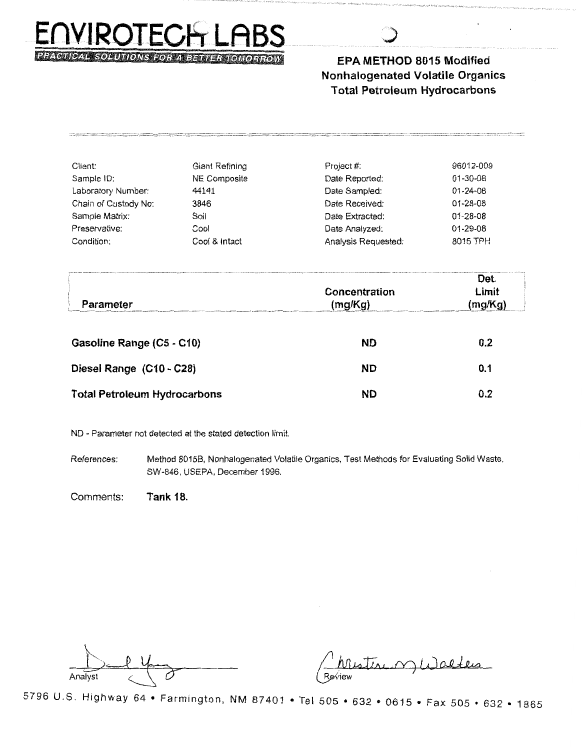# ENVIROTECH LABS

PRACTICAL SOLUTIONS FOR A BETTER TOMORROW

## EPA METHOD 8015 Modified
## Nonhalogenated Volatile Organics
## Total Petroleum Hydrocarbons

| | | | |
|---|---|---|---|
| Client: | Giant Refining | Project #: | 96012-009 |
| Sample ID: | NE Composite | Date Reported: | 01-30-08 |
| Laboratory Number: | 44141 | Date Sampled: | 01-24-08 |
| Chain of Custody No: | 3846 | Date Received: | 01-28-08 |
| Sample Matrix: | Soil | Date Extracted: | 01-28-08 |
| Preservative: | Cool | Date Analyzed: | 01-29-08 |
| Condition: | Cool & Intact | Analysis Requested: | 8015 TPH |

| Parameter | Concentration (mg/Kg) | Det. Limit (mg/Kg) |
|---|---|---|
| **Gasoline Range (C5 - C10)** | **ND** | **0.2** |
| **Diesel Range (C10 - C28)** | **ND** | **0.1** |
| **Total Petroleum Hydrocarbons** | **ND** | **0.2** |

ND - Parameter not detected at the stated detection limit.

References: Method 8015B, Nonhalogenated Volatile Organics, Test Methods for Evaluating Solid Waste, SW-846, USEPA, December 1996.

Comments: **Tank 18.**

Analyst

Review

5796 U.S. Highway 64 • Farmington, NM 87401 • Tel 505 • 632 • 0615 • Fax 505 • 632 • 1865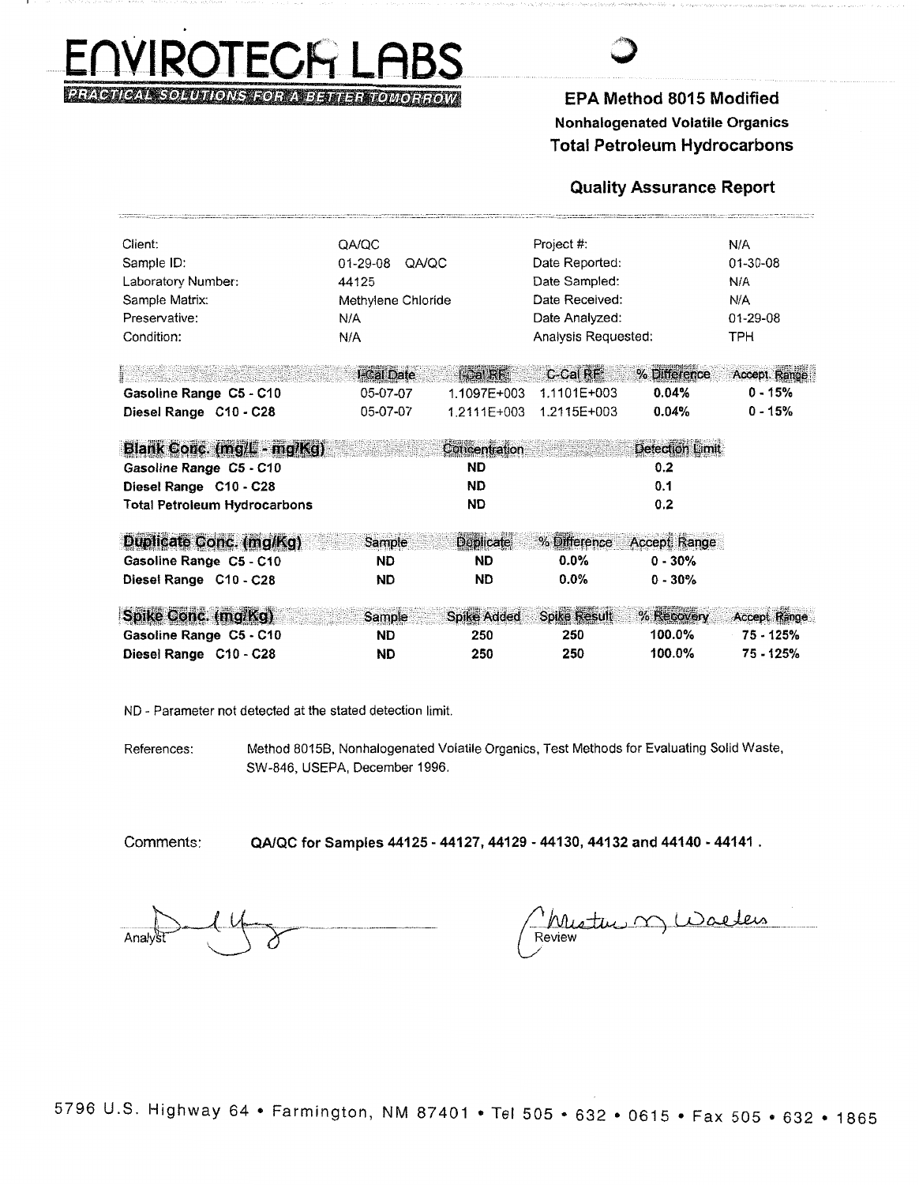# ENVIROTECH LABS

*PRACTICAL SOLUTIONS FOR A BETTER TOMORROW*

## EPA Method 8015 Modified

**Nonhalogenated Volatile Organics**

**Total Petroleum Hydrocarbons**

### Quality Assurance Report

| | | | |
|---|---|---|---|
| Client: | QA/QC | Project #: | N/A |
| Sample ID: | 01-29-08 QA/QC | Date Reported: | 01-30-08 |
| Laboratory Number: | 44125 | Date Sampled: | N/A |
| Sample Matrix: | Methylene Chloride | Date Received: | N/A |
| Preservative: | N/A | Date Analyzed: | 01-29-08 |
| Condition: | N/A | Analysis Requested: | TPH |

| | I-Cal Date | I-Cal RF: | C-Cal RF: | % Difference | Accept. Range |
|---|---|---|---|---|---|
| **Gasoline Range C5 - C10** | 05-07-07 | 1.1097E+003 | 1.1101E+003 | **0.04%** | **0 - 15%** |
| **Diesel Range C10 - C28** | 05-07-07 | 1.2111E+003 | 1.2115E+003 | **0.04%** | **0 - 15%** |

| Blank Conc. (mg/L - mg/Kg) | Concentration | Detection Limit |
|---|---|---|
| ***Gasoline Range C5 - C10*** | **ND** | **0.2** |
| **Diesel Range C10 - C28** | **ND** | **0.1** |
| **Total Petroleum Hydrocarbons** | **ND** | **0.2** |

| Duplicate Conc. (mg/Kg) | Sample | Duplicate | % Difference | Accept. Range |
|---|---|---|---|---|
| **Gasoline Range C5 - C10** | **ND** | **ND** | **0.0%** | **0 - 30%** |
| **Diesel Range C10 - C28** | **ND** | **ND** | **0.0%** | **0 - 30%** |

| Spike Conc. (mg/Kg) | Sample | Spike Added | Spike Result | % Recovery | Accept. Range |
|---|---|---|---|---|---|
| **Gasoline Range C5 - C10** | **ND** | **250** | **250** | **100.0%** | **75 - 125%** |
| **Diesel Range C10 - C28** | **ND** | **250** | **250** | **100.0%** | **75 - 125%** |

ND - Parameter not detected at the stated detection limit.

References: Method 8015B, Nonhalogenated Volatile Organics, Test Methods for Evaluating Solid Waste, SW-846, USEPA, December 1996.

Comments: **QA/QC for Samples 44125 - 44127, 44129 - 44130, 44132 and 44140 - 44141 .**

Analyst

Review

5796 U.S. Highway 64 • Farmington, NM 87401 • Tel 505 • 632 • 0615 • Fax 505 • 632 • 1865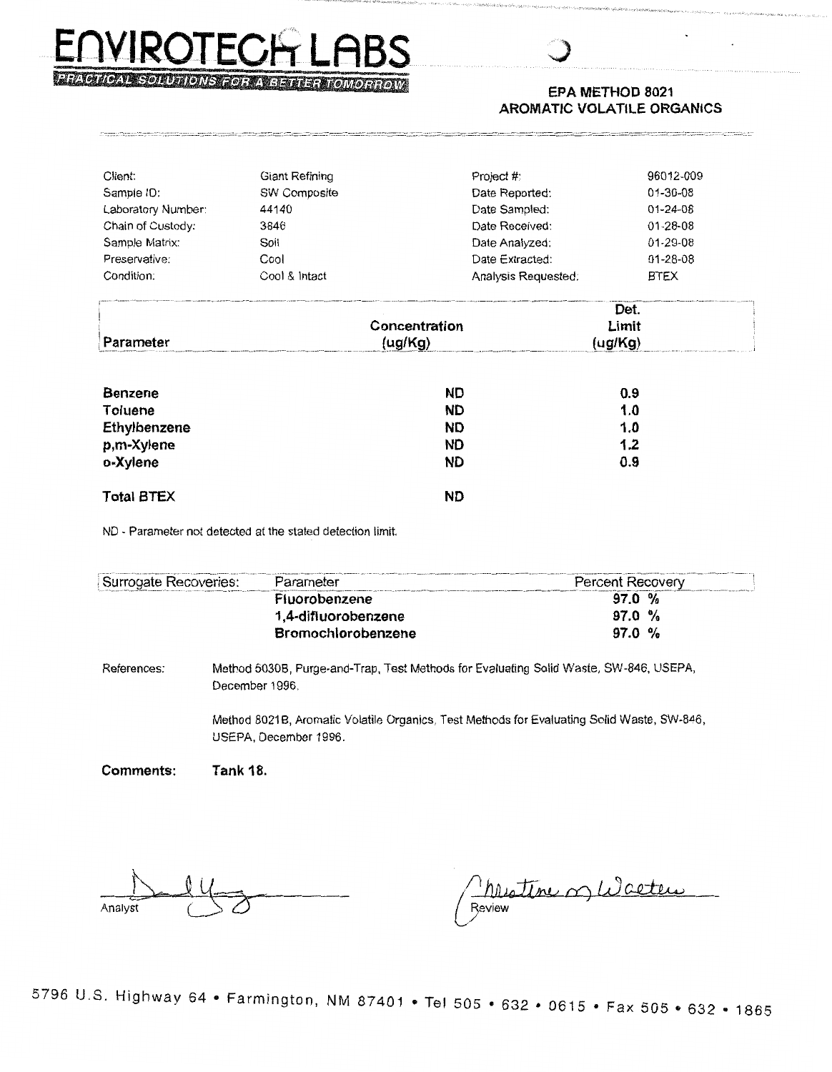# ENVIROTECH LABS

PRACTICAL SOLUTIONS FOR A BETTER TOMORROW

## EPA METHOD 8021
## AROMATIC VOLATILE ORGANICS

| | | | |
|---|---|---|---|
| Client: | Giant Refining | Project #: | 96012-009 |
| Sample ID: | SW Composite | Date Reported: | 01-30-08 |
| Laboratory Number: | 44140 | Date Sampled: | 01-24-08 |
| Chain of Custody: | 3846 | Date Received: | 01-28-08 |
| Sample Matrix: | Soil | Date Analyzed: | 01-29-08 |
| Preservative: | Cool | Date Extracted: | 01-28-08 |
| Condition: | Cool & Intact | Analysis Requested: | BTEX |

| Parameter | Concentration (ug/Kg) | Det. Limit (ug/Kg) |
|---|---|---|
| **Benzene** | **ND** | **0.9** |
| **Toluene** | **ND** | **1.0** |
| **Ethylbenzene** | **ND** | **1.0** |
| **p,m-Xylene** | **ND** | **1.2** |
| **o-Xylene** | **ND** | **0.9** |
| **Total BTEX** | **ND** | |

ND - Parameter not detected at the stated detection limit.

| Surrogate Recoveries: | Parameter | Percent Recovery |
|---|---|---|
| | **Fluorobenzene** | **97.0 %** |
| | **1,4-difluorobenzene** | **97.0 %** |
| | **Bromochlorobenzene** | **97.0 %** |

References: Method 5030B, Purge-and-Trap, Test Methods for Evaluating Solid Waste, SW-846, USEPA, December 1996.

Method 8021B, Aromatic Volatile Organics, Test Methods for Evaluating Solid Waste, SW-846, USEPA, December 1996.

**Comments:** **Tank 18.**

Analyst

Christine M Walters
Review

5796 U.S. Highway 64 • Farmington, NM 87401 • Tel 505 • 632 • 0615 • Fax 505 • 632 • 1865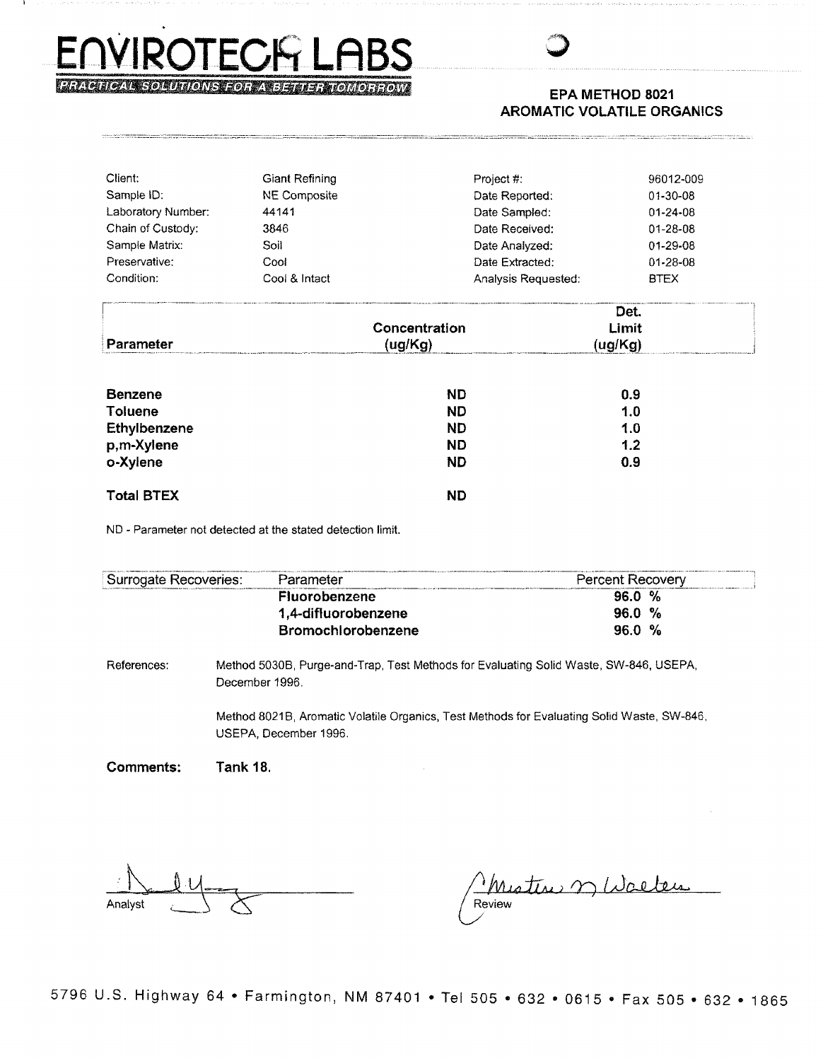# ENVIROTECH LABS

PRACTICAL SOLUTIONS FOR A BETTER TOMORROW

## EPA METHOD 8021
## AROMATIC VOLATILE ORGANICS

| | | | |
|---|---|---|---|
| Client: | Giant Refining | Project #: | 96012-009 |
| Sample ID: | NE Composite | Date Reported: | 01-30-08 |
| Laboratory Number: | 44141 | Date Sampled: | 01-24-08 |
| Chain of Custody: | 3846 | Date Received: | 01-28-08 |
| Sample Matrix: | Soil | Date Analyzed: | 01-29-08 |
| Preservative: | Cool | Date Extracted: | 01-28-08 |
| Condition: | Cool & Intact | Analysis Requested: | BTEX |

| Parameter | Concentration (ug/Kg) | Det. Limit (ug/Kg) |
|---|---|---|
| **Benzene** | **ND** | **0.9** |
| **Toluene** | **ND** | **1.0** |
| **Ethylbenzene** | **ND** | **1.0** |
| **p,m-Xylene** | **ND** | **1.2** |
| **o-Xylene** | **ND** | **0.9** |
| **Total BTEX** | **ND** | |

ND - Parameter not detected at the stated detection limit.

| Surrogate Recoveries: | Parameter | Percent Recovery |
|---|---|---|
| | **Fluorobenzene** | **96.0 %** |
| | **1,4-difluorobenzene** | **96.0 %** |
| | **Bromochlorobenzene** | **96.0 %** |

References: Method 5030B, Purge-and-Trap, Test Methods for Evaluating Solid Waste, SW-846, USEPA, December 1996.

Method 8021B, Aromatic Volatile Organics, Test Methods for Evaluating Solid Waste, SW-846, USEPA, December 1996.

**Comments:** **Tank 18.**

Analyst

Christine M Walters
Review

5796 U.S. Highway 64 • Farmington, NM 87401 • Tel 505 • 632 • 0615 • Fax 505 • 632 • 1865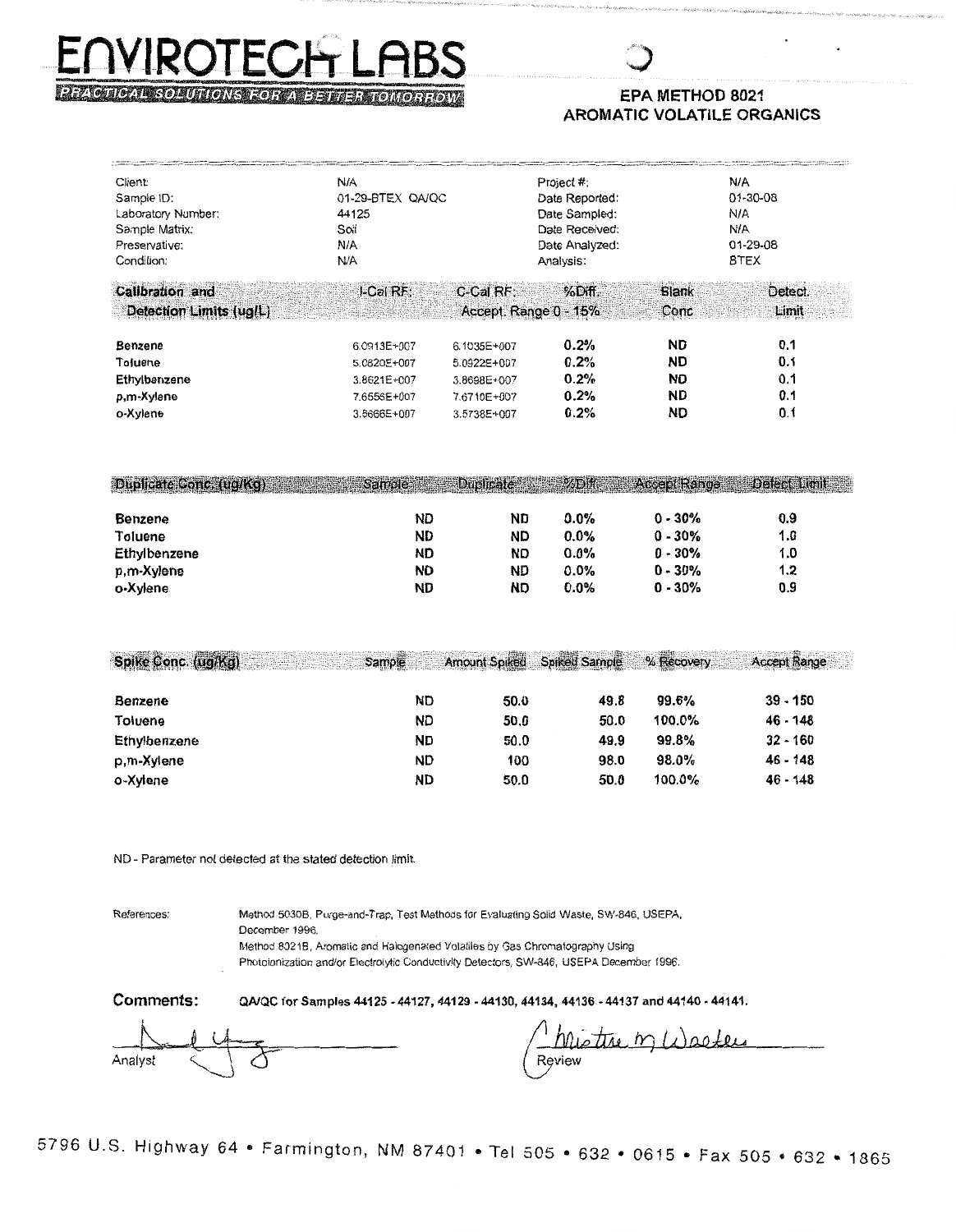# ENVIROTECH LABS

*PRACTICAL SOLUTIONS FOR A BETTER TOMORROW*

## EPA METHOD 8021
## AROMATIC VOLATILE ORGANICS

| | | | |
|---|---|---|---|
| Client: | N/A | Project #: | N/A |
| Sample ID: | 01-29-BTEX QA/QC | Date Reported: | 01-30-08 |
| Laboratory Number: | 44125 | Date Sampled: | N/A |
| Sample Matrix: | Soil | Date Received: | N/A |
| Preservative: | N/A | Date Analyzed: | 01-29-08 |
| Condition: | N/A | Analysis: | BTEX |

| Calibration and Detection Limits (ug/L) | I-Cal RF: | C-Cal RF: | %Diff. Accept. Range 0 - 15% | Blank Conc | Detect. Limit |
|---|---|---|---|---|---|
| Benzene | 6.0913E+007 | 6.1035E+007 | 0.2% | ND | 0.1 |
| Toluene | 5.0820E+007 | 5.0922E+007 | 0.2% | ND | 0.1 |
| Ethylbenzene | 3.8621E+007 | 3.8698E+007 | 0.2% | ND | 0.1 |
| p,m-Xylene | 7.6556E+007 | 7.6710E+007 | 0.2% | ND | 0.1 |
| o-Xylene | 3.5666E+007 | 3.5738E+007 | 0.2% | ND | 0.1 |

| Duplicate Conc. (ug/Kg) | Sample | Duplicate | %Diff. | Accept Range | Detect. Limit |
|---|---|---|---|---|---|
| Benzene | ND | ND | 0.0% | 0 - 30% | 0.9 |
| Toluene | ND | ND | 0.0% | 0 - 30% | 1.0 |
| Ethylbenzene | ND | ND | 0.0% | 0 - 30% | 1.0 |
| p,m-Xylene | ND | ND | 0.0% | 0 - 30% | 1.2 |
| o-Xylene | ND | ND | 0.0% | 0 - 30% | 0.9 |

| Spike Conc. (ug/Kg) | Sample | Amount Spiked | Spiked Sample | % Recovery | Accept Range |
|---|---|---|---|---|---|
| Benzene | ND | 50.0 | 49.8 | 99.6% | 39 - 150 |
| Toluene | ND | 50.0 | 50.0 | 100.0% | 46 - 148 |
| Ethylbenzene | ND | 50.0 | 49.9 | 99.8% | 32 - 160 |
| p,m-Xylene | ND | 100 | 98.0 | 98.0% | 46 - 148 |
| o-Xylene | ND | 50.0 | 50.0 | 100.0% | 46 - 148 |

ND - Parameter not detected at the stated detection limit.

References: Method 5030B, Purge-and-Trap, Test Methods for Evaluating Solid Waste, SW-846, USEPA, December 1996.
Method 8021B, Aromatic and Halogenated Volatiles by Gas Chromatography Using Photoionization and/or Electrolytic Conductivity Detectors, SW-846, USEPA December 1996.

**Comments:** **QA/QC for Samples 44125 - 44127, 44129 - 44130, 44134, 44136 - 44137 and 44140 - 44141.**

Analyst

Christine M Walters
Review

5796 U.S. Highway 64 • Farmington, NM 87401 • Tel 505 • 632 • 0615 • Fax 505 • 632 • 1865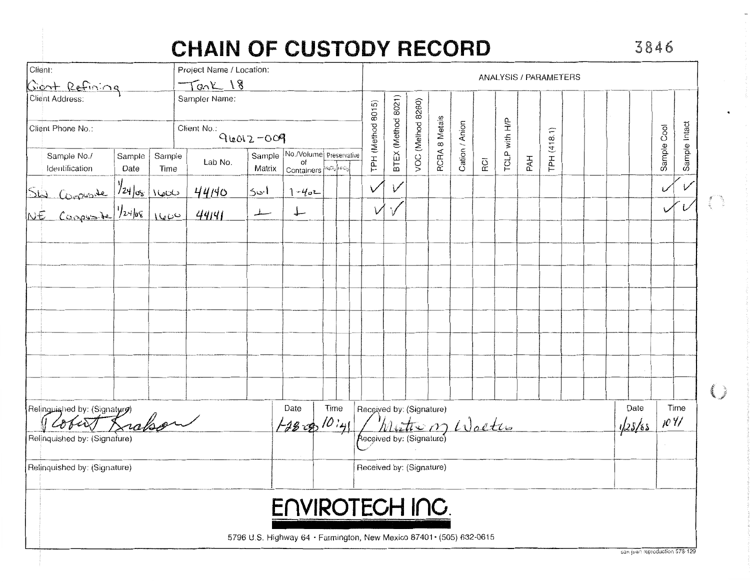# CHAIN OF CUSTODY RECORD

3846

| Client: Giant Refining | Project Name / Location: Tank 18 |
|---|---|
| Client Address: | Sampler Name: |
| Client Phone No.: | Client No.: 96012-009 |

| Sample No./ Identification | Sample Date | Sample Time | Lab No. | Sample Matrix | No./Volume of Containers | Preservative HgCl2 | Preservative HNO3 | TPH (Method 8015) | BTEX (Method 8021) | VOC (Method 8260) | RCRA 8 Metals | Cation / Anion | RCI | TCLP with H/P | PAH | TPH (418.1) | | | | | Sample Cool | Sample Intact |
|---|---|---|---|---|---|---|---|---|---|---|---|---|---|---|---|---|---|---|---|---|---|---|
| SW Composite | 1/24/08 | 1600 | 44140 | Soil | 1-4oz | | | ✓ | ✓ | | | | | | | | | | | | ✓ | ✓ |
| NE Composite | 1/24/08 | 1600 | 44141 | ⊥ | ⊥ | | | ✓ | ✓ | | | | | | | | | | | | ✓ | ✓ |

| Relinquished by: (Signature) | Date | Time | Received by: (Signature) | Date | Time |
|---|---|---|---|---|---|
| Robert Krakow | 1-28-08 | 10:41 | Christina M Walters | 1/25/08 | 1041 |
| Relinquished by: (Signature) | | | Received by: (Signature) | | |
| Relinquished by: (Signature) | | | Received by: (Signature) | | |

**ENVIROTECH INC.**

5796 U.S. Highway 64 • Farmington, New Mexico 87401 • (505) 632-0615

san juan reproduction 578-129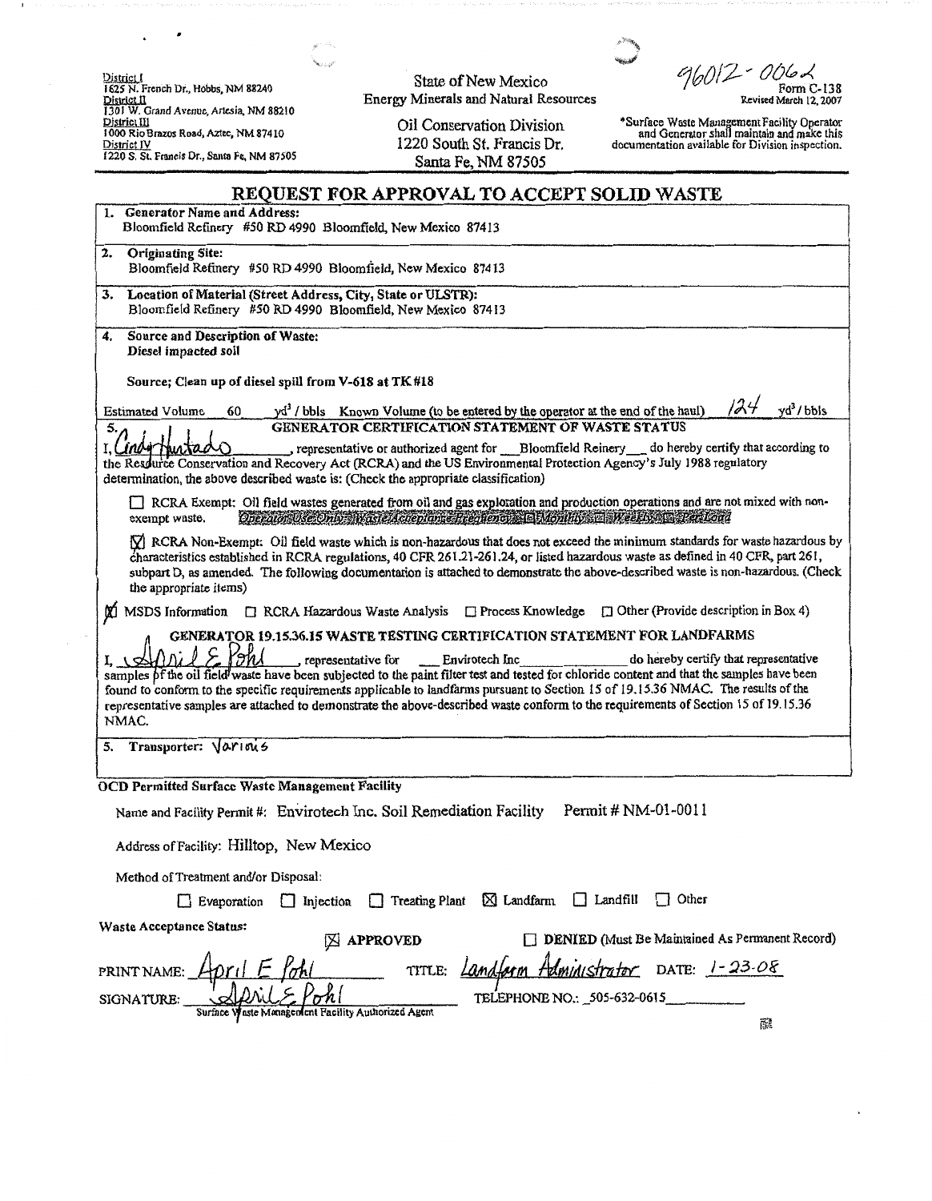District I
1625 N. French Dr., Hobbs, NM 88240
District II
1301 W. Grand Avenue, Artesia, NM 88210
District III
1000 Rio Brazos Road, Aztec, NM 87410
District IV
1220 S. St. Francis Dr., Santa Fe, NM 87505

State of New Mexico
Energy Minerals and Natural Resources

Oil Conservation Division
1220 South St. Francis Dr.
Santa Fe, NM 87505

96012 - 0062

Form C-138
Revised March 12, 2007

*Surface Waste Management Facility Operator and Generator shall maintain and make this documentation available for Division inspection.

# REQUEST FOR APPROVAL TO ACCEPT SOLID WASTE

**1. Generator Name and Address:**
Bloomfield Refinery #50 RD 4990 Bloomfield, New Mexico 87413

**2. Originating Site:**
Bloomfield Refinery #50 RD 4990 Bloomfield, New Mexico 87413

**3. Location of Material (Street Address, City, State or ULSTR):**
Bloomfield Refinery #50 RD 4990 Bloomfield, New Mexico 87413

**4. Source and Description of Waste:**
Diesel impacted soil

Source; Clean up of diesel spill from V-618 at TK #18

Estimated Volume 60 yd³ / bbls Known Volume (to be entered by the operator at the end of the haul) 124 yd³ / bbls

**5. GENERATOR CERTIFICATION STATEMENT OF WASTE STATUS**

I, Cindy Hurtado, representative or authorized agent for Bloomfield Reinery do hereby certify that according to the Resource Conservation and Recovery Act (RCRA) and the US Environmental Protection Agency's July 1988 regulatory determination, the above described waste is: (Check the appropriate classification)

☐ RCRA Exempt: Oil field wastes generated from oil and gas exploration and production operations and are not mixed with non-exempt waste. Operator Use Only: Waste Acceptance Frequency ☐ Monthly ☐ Weekly ☐ Per Load

☒ RCRA Non-Exempt: Oil field waste which is non-hazardous that does not exceed the minimum standards for waste hazardous by characteristics established in RCRA regulations, 40 CFR 261.21-261.24, or listed hazardous waste as defined in 40 CFR, part 261, subpart D, as amended. The following documentation is attached to demonstrate the above-described waste is non-hazardous. (Check the appropriate items)

☒ MSDS Information ☐ RCRA Hazardous Waste Analysis ☐ Process Knowledge ☐ Other (Provide description in Box 4)

**GENERATOR 19.15.36.15 WASTE TESTING CERTIFICATION STATEMENT FOR LANDFARMS**

I, April E Pohl, representative for Envirotech Inc do hereby certify that representative samples of the oil field waste have been subjected to the paint filter test and tested for chloride content and that the samples have been found to conform to the specific requirements applicable to landfarms pursuant to Section 15 of 19.15.36 NMAC. The results of the representative samples are attached to demonstrate the above-described waste conform to the requirements of Section 15 of 19.15.36 NMAC.

**5. Transporter:** Various

**OCD Permitted Surface Waste Management Facility**

Name and Facility Permit #: Envirotech Inc. Soil Remediation Facility Permit # NM-01-0011

Address of Facility: Hilltop, New Mexico

Method of Treatment and/or Disposal:

☐ Evaporation ☐ Injection ☐ Treating Plant ☒ Landfarm ☐ Landfill ☐ Other

**Waste Acceptance Status:**

☒ **APPROVED** ☐ **DENIED** (Must Be Maintained As Permanent Record)

PRINT NAME: April E Pohl TITLE: Landfarm Administrator DATE: 1-23-08

SIGNATURE: April E Pohl TELEPHONE NO.: 505-632-0615

Surface Waste Management Facility Authorized Agent